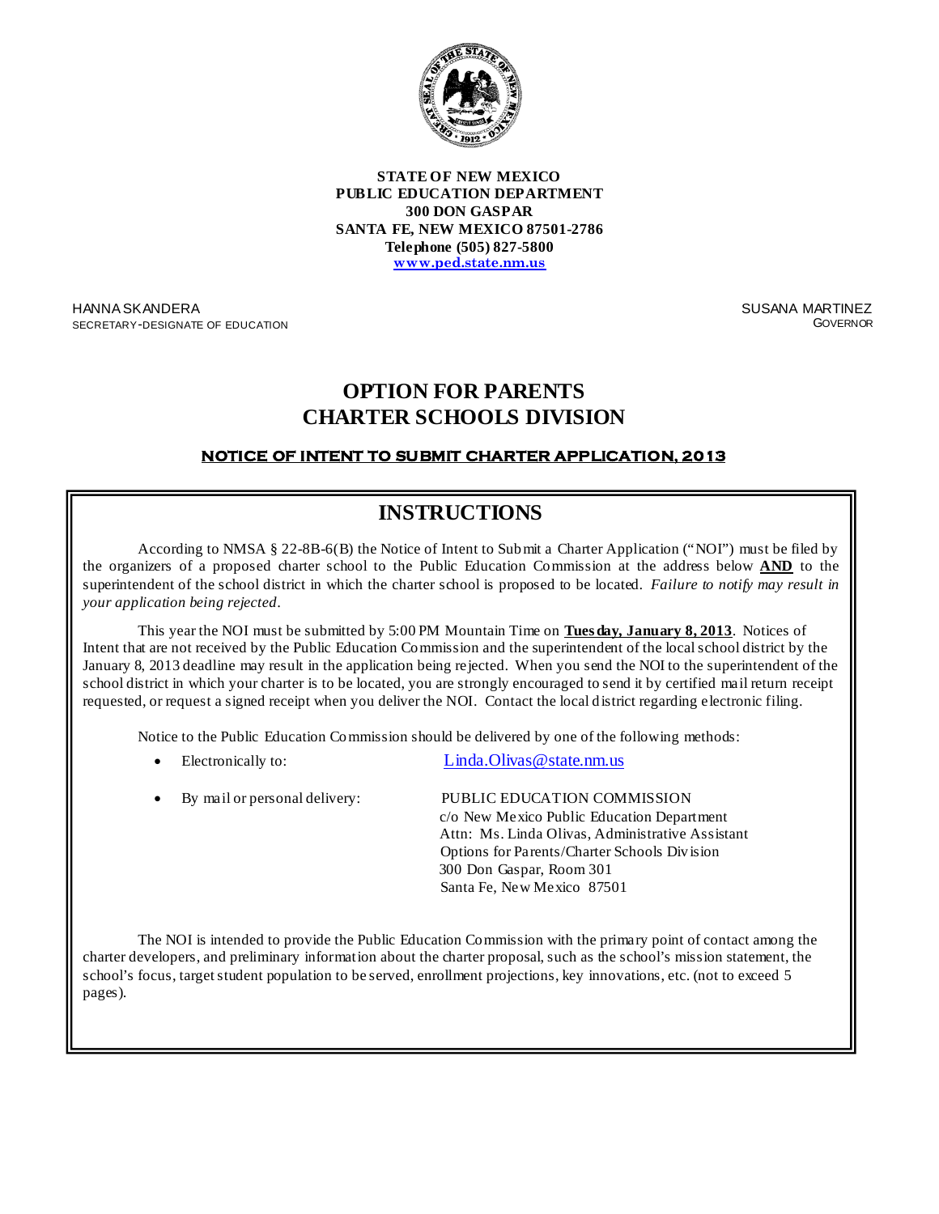**STATE OF NEW MEXICO**
**PUBLIC EDUCATION DEPARTMENT**
**300 DON GASPAR**
**SANTA FE, NEW MEXICO 87501-2786**
**Telephone (505) 827-5800**
**www.ped.state.nm.us**

HANNA SKANDERA
SECRETARY-DESIGNATE OF EDUCATION

SUSANA MARTINEZ
GOVERNOR

# OPTION FOR PARENTS
# CHARTER SCHOOLS DIVISION

## NOTICE OF INTENT TO SUBMIT CHARTER APPLICATION, 2013

## INSTRUCTIONS

According to NMSA § 22-8B-6(B) the Notice of Intent to Submit a Charter Application ("NOI") must be filed by the organizers of a proposed charter school to the Public Education Commission at the address below **AND** to the superintendent of the school district in which the charter school is proposed to be located. *Failure to notify may result in your application being rejected.*

This year the NOI must be submitted by 5:00 PM Mountain Time on **Tuesday, January 8, 2013**. Notices of Intent that are not received by the Public Education Commission and the superintendent of the local school district by the January 8, 2013 deadline may result in the application being rejected. When you send the NOI to the superintendent of the school district in which your charter is to be located, you are strongly encouraged to send it by certified mail return receipt requested, or request a signed receipt when you deliver the NOI. Contact the local district regarding electronic filing.

Notice to the Public Education Commission should be delivered by one of the following methods:

- Electronically to: Linda.Olivas@state.nm.us
- By mail or personal delivery:
  PUBLIC EDUCATION COMMISSION
  c/o New Mexico Public Education Department
  Attn: Ms. Linda Olivas, Administrative Assistant
  Options for Parents/Charter Schools Division
  300 Don Gaspar, Room 301
  Santa Fe, New Mexico 87501

The NOI is intended to provide the Public Education Commission with the primary point of contact among the charter developers, and preliminary information about the charter proposal, such as the school's mission statement, the school's focus, target student population to be served, enrollment projections, key innovations, etc. (not to exceed 5 pages).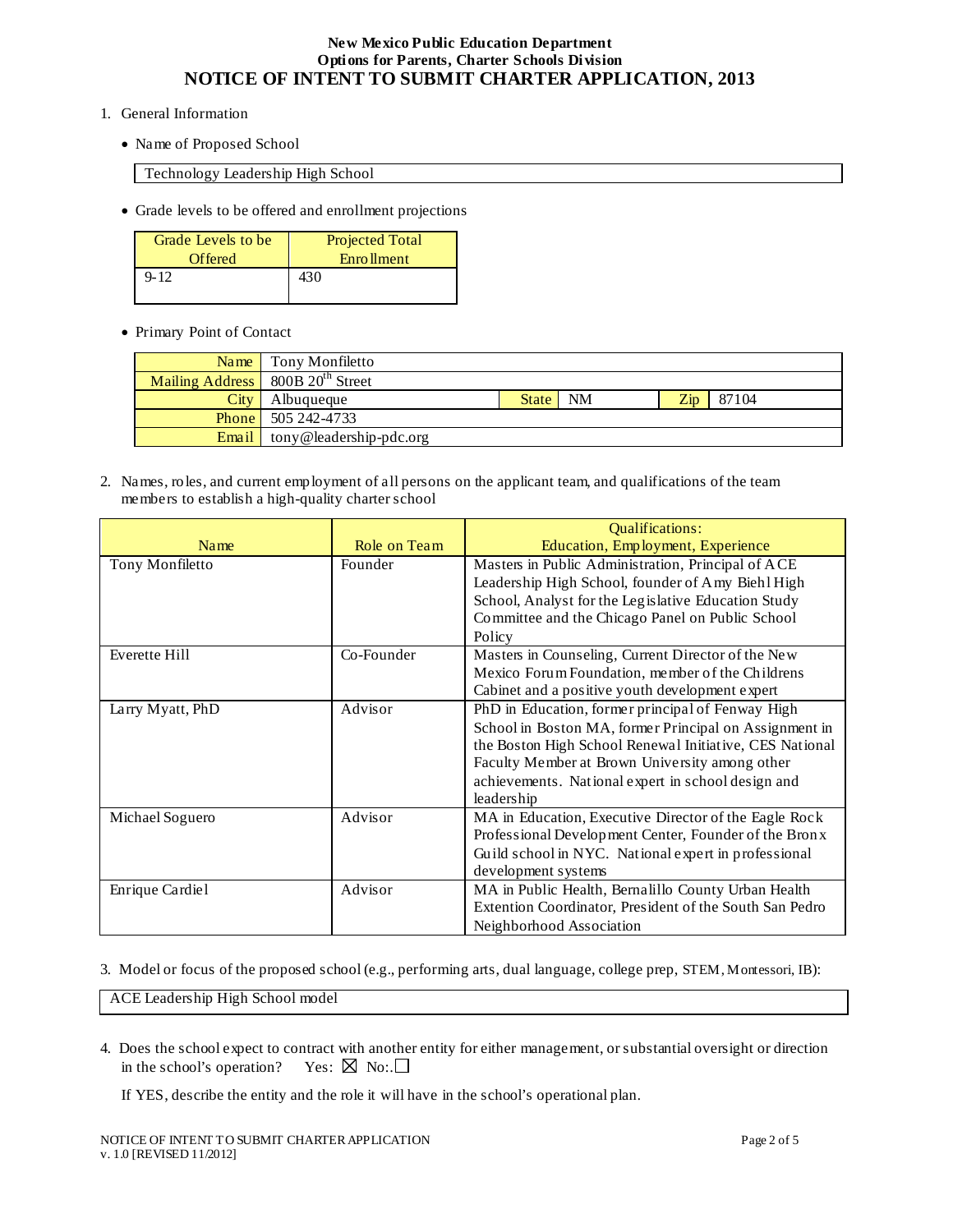**New Mexico Public Education Department**
**Options for Parents, Charter Schools Division**
# NOTICE OF INTENT TO SUBMIT CHARTER APPLICATION, 2013

1. General Information

- Name of Proposed School

| Technology Leadership High School |
|---|

- Grade levels to be offered and enrollment projections

| Grade Levels to be Offered | Projected Total Enrollment |
|---|---|
| 9-12 | 430 |

- Primary Point of Contact

| | | | | | |
|---|---|---|---|---|---|
| Name | Tony Monfiletto | | | | |
| Mailing Address | 800B 20th Street | | | | |
| City | Albuqueque | State | NM | Zip | 87104 |
| Phone | 505 242-4733 | | | | |
| Email | tony@leadership-pdc.org | | | | |

2. Names, roles, and current employment of all persons on the applicant team, and qualifications of the team members to establish a high-quality charter school

| Name | Role on Team | Qualifications: Education, Employment, Experience |
|---|---|---|
| Tony Monfiletto | Founder | Masters in Public Administration, Principal of ACE Leadership High School, founder of Amy Biehl High School, Analyst for the Legislative Education Study Committee and the Chicago Panel on Public School Policy |
| Everette Hill | Co-Founder | Masters in Counseling, Current Director of the New Mexico Forum Foundation, member of the Childrens Cabinet and a positive youth development expert |
| Larry Myatt, PhD | Advisor | PhD in Education, former principal of Fenway High School in Boston MA, former Principal on Assignment in the Boston High School Renewal Initiative, CES National Faculty Member at Brown University among other achievements. National expert in school design and leadership |
| Michael Soguero | Advisor | MA in Education, Executive Director of the Eagle Rock Professional Development Center, Founder of the Bronx Guild school in NYC. National expert in professional development systems |
| Enrique Cardiel | Advisor | MA in Public Health, Bernalillo County Urban Health Extention Coordinator, President of the South San Pedro Neighborhood Association |

3. Model or focus of the proposed school (e.g., performing arts, dual language, college prep, STEM, Montessori, IB):

| ACE Leadership High School model |
|---|

4. Does the school expect to contract with another entity for either management, or substantial oversight or direction in the school's operation? Yes: ☒ No:. ☐

If YES, describe the entity and the role it will have in the school's operational plan.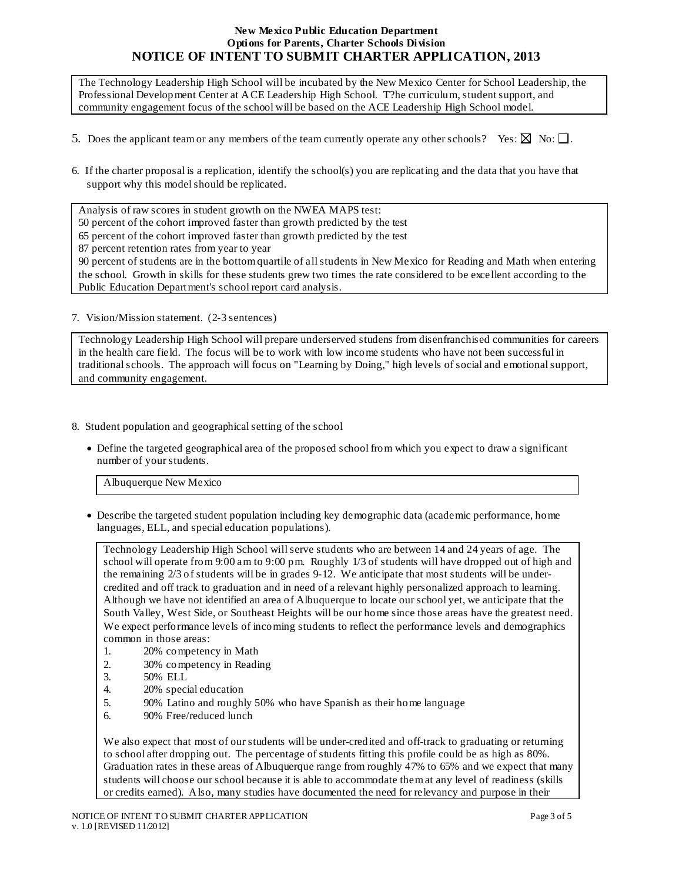The Technology Leadership High School will be incubated by the New Mexico Center for School Leadership, the Professional Development Center at ACE Leadership High School. T?he curriculum, student support, and community engagement focus of the school will be based on the ACE Leadership High School model.

5. Does the applicant team or any members of the team currently operate any other schools? Yes: ☒ No: ☐.

6. If the charter proposal is a replication, identify the school(s) you are replicating and the data that you have that support why this model should be replicated.

Analysis of raw scores in student growth on the NWEA MAPS test:
50 percent of the cohort improved faster than growth predicted by the test
65 percent of the cohort improved faster than growth predicted by the test
87 percent retention rates from year to year
90 percent of students are in the bottom quartile of all students in New Mexico for Reading and Math when entering the school. Growth in skills for these students grew two times the rate considered to be excellent according to the Public Education Department's school report card analysis.

7. Vision/Mission statement. (2-3 sentences)

Technology Leadership High School will prepare underserved studens from disenfranchised communities for careers in the health care field. The focus will be to work with low income students who have not been successful in traditional schools. The approach will focus on "Learning by Doing," high levels of social and emotional support, and community engagement.

8. Student population and geographical setting of the school

- Define the targeted geographical area of the proposed school from which you expect to draw a significant number of your students.

Albuquerque New Mexico

- Describe the targeted student population including key demographic data (academic performance, home languages, ELL, and special education populations).

Technology Leadership High School will serve students who are between 14 and 24 years of age. The school will operate from 9:00 am to 9:00 pm. Roughly 1/3 of students will have dropped out of high and the remaining 2/3 of students will be in grades 9-12. We anticipate that most students will be under-credited and off track to graduation and in need of a relevant highly personalized approach to learning. Although we have not identified an area of Albuquerque to locate our school yet, we anticipate that the South Valley, West Side, or Southeast Heights will be our home since those areas have the greatest need. We expect performance levels of incoming students to reflect the performance levels and demographics common in those areas:

1. 20% competency in Math
2. 30% competency in Reading
3. 50% ELL
4. 20% special education
5. 90% Latino and roughly 50% who have Spanish as their home language
6. 90% Free/reduced lunch

We also expect that most of our students will be under-credited and off-track to graduating or returning to school after dropping out. The percentage of students fitting this profile could be as high as 80%. Graduation rates in these areas of Albuquerque range from roughly 47% to 65% and we expect that many students will choose our school because it is able to accommodate them at any level of readiness (skills or credits earned). Also, many studies have documented the need for relevancy and purpose in their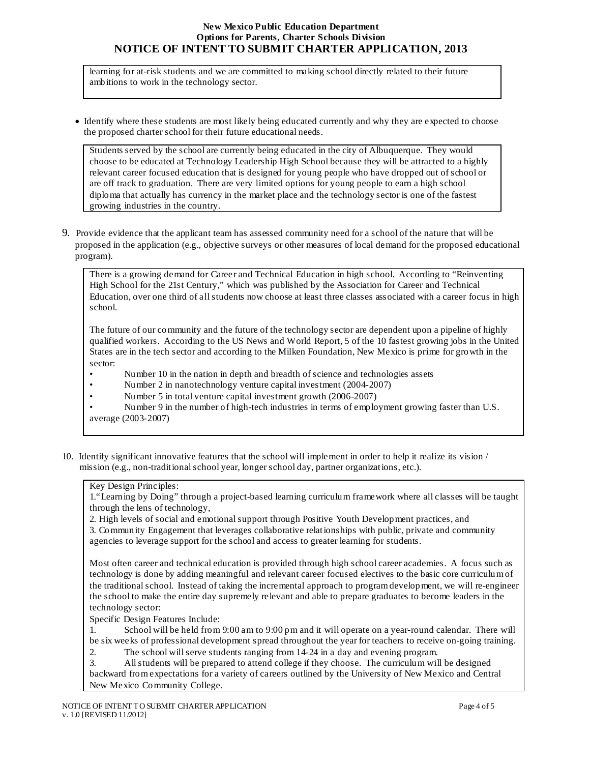learning for at-risk students and we are committed to making school directly related to their future ambitions to work in the technology sector.

- Identify where these students are most likely being educated currently and why they are expected to choose the proposed charter school for their future educational needs.

Students served by the school are currently being educated in the city of Albuquerque. They would choose to be educated at Technology Leadership High School because they will be attracted to a highly relevant career focused education that is designed for young people who have dropped out of school or are off track to graduation. There are very limited options for young people to earn a high school diploma that actually has currency in the market place and the technology sector is one of the fastest growing industries in the country.

9. Provide evidence that the applicant team has assessed community need for a school of the nature that will be proposed in the application (e.g., objective surveys or other measures of local demand for the proposed educational program).

There is a growing demand for Career and Technical Education in high school. According to "Reinventing High School for the 21st Century," which was published by the Association for Career and Technical Education, over one third of all students now choose at least three classes associated with a career focus in high school.

The future of our community and the future of the technology sector are dependent upon a pipeline of highly qualified workers. According to the US News and World Report, 5 of the 10 fastest growing jobs in the United States are in the tech sector and according to the Milken Foundation, New Mexico is prime for growth in the sector:

- Number 10 in the nation in depth and breadth of science and technologies assets
- Number 2 in nanotechnology venture capital investment (2004-2007)
- Number 5 in total venture capital investment growth (2006-2007)
- Number 9 in the number of high-tech industries in terms of employment growing faster than U.S. average (2003-2007)

10. Identify significant innovative features that the school will implement in order to help it realize its vision / mission (e.g., non-traditional school year, longer school day, partner organizations, etc.).

Key Design Principles:

1. "Learning by Doing" through a project-based learning curriculum framework where all classes will be taught through the lens of technology,
2. High levels of social and emotional support through Positive Youth Development practices, and
3. Community Engagement that leverages collaborative relationships with public, private and community agencies to leverage support for the school and access to greater learning for students.

Most often career and technical education is provided through high school career academies. A focus such as technology is done by adding meaningful and relevant career focused electives to the basic core curriculum of the traditional school. Instead of taking the incremental approach to program development, we will re-engineer the school to make the entire day supremely relevant and able to prepare graduates to become leaders in the technology sector:

Specific Design Features Include:

1. School will be held from 9:00 am to 9:00 pm and it will operate on a year-round calendar. There will be six weeks of professional development spread throughout the year for teachers to receive on-going training.
2. The school will serve students ranging from 14-24 in a day and evening program.
3. All students will be prepared to attend college if they choose. The curriculum will be designed backward from expectations for a variety of careers outlined by the University of New Mexico and Central New Mexico Community College.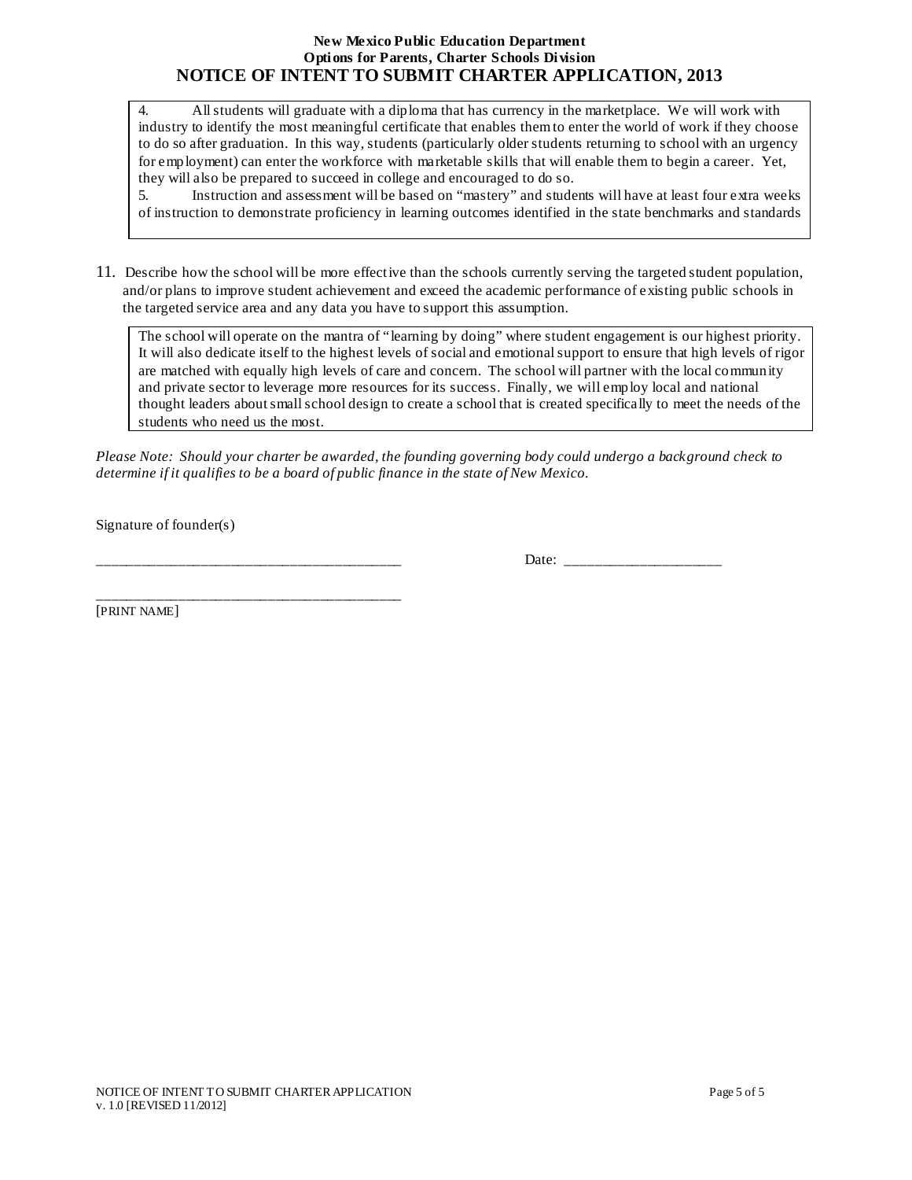4. All students will graduate with a diploma that has currency in the marketplace. We will work with industry to identify the most meaningful certificate that enables them to enter the world of work if they choose to do so after graduation. In this way, students (particularly older students returning to school with an urgency for employment) can enter the workforce with marketable skills that will enable them to begin a career. Yet, they will also be prepared to succeed in college and encouraged to do so.
5. Instruction and assessment will be based on "mastery" and students will have at least four extra weeks of instruction to demonstrate proficiency in learning outcomes identified in the state benchmarks and standards

11. Describe how the school will be more effective than the schools currently serving the targeted student population, and/or plans to improve student achievement and exceed the academic performance of existing public schools in the targeted service area and any data you have to support this assumption.

The school will operate on the mantra of "learning by doing" where student engagement is our highest priority. It will also dedicate itself to the highest levels of social and emotional support to ensure that high levels of rigor are matched with equally high levels of care and concern. The school will partner with the local community and private sector to leverage more resources for its success. Finally, we will employ local and national thought leaders about small school design to create a school that is created specifically to meet the needs of the students who need us the most.

*Please Note: Should your charter be awarded, the founding governing body could undergo a background check to determine if it qualifies to be a board of public finance in the state of New Mexico.*

Signature of founder(s)

\_\_\_\_\_\_\_\_\_\_\_\_\_\_\_\_\_\_\_\_\_\_\_\_\_\_\_\_\_\_\_\_\_\_\_\_\_\_\_\_\_\_ Date: \_\_\_\_\_\_\_\_\_\_\_\_\_\_\_\_\_\_\_\_\_\_

\_\_\_\_\_\_\_\_\_\_\_\_\_\_\_\_\_\_\_\_\_\_\_\_\_\_\_\_\_\_\_\_\_\_\_\_\_\_\_\_\_\_
[PRINT NAME]